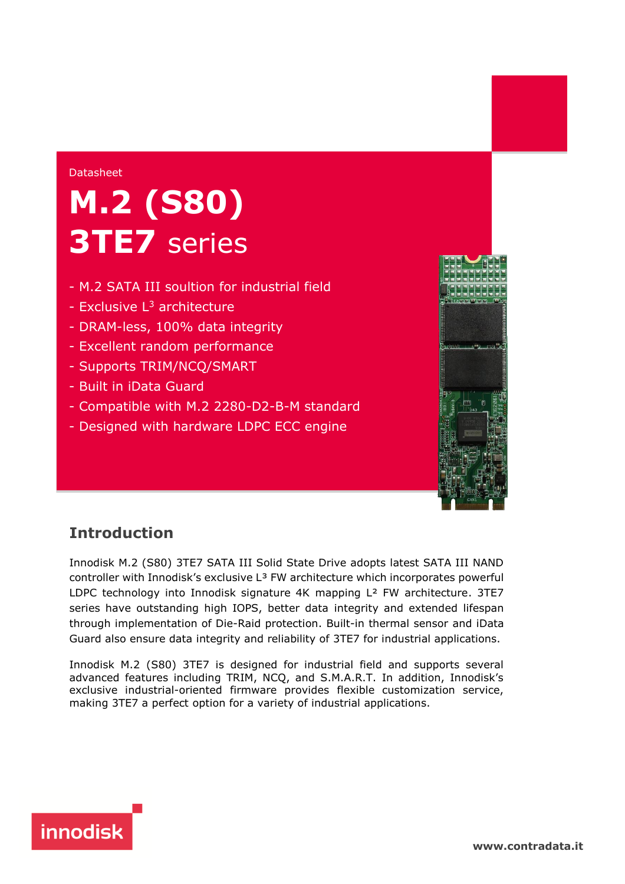Datasheet

# M.2 (S80) 3TE7 series

- M.2 SATA III soultion for industrial field
- Exclusive L³ architecture
- DRAM-less, 100% data integrity
- Excellent random performance
- Supports TRIM/NCQ/SMART
- Built in iData Guard
- Compatible with M.2 2280-D2-B-M standard
- Designed with hardware LDPC ECC engine

## Introduction

Innodisk M.2 (S80) 3TE7 SATA III Solid State Drive adopts latest SATA III NAND controller with Innodisk's exclusive L³ FW architecture which incorporates powerful LDPC technology into Innodisk signature 4K mapping L² FW architecture. 3TE7 series have outstanding high IOPS, better data integrity and extended lifespan through implementation of Die-Raid protection. Built-in thermal sensor and iData Guard also ensure data integrity and reliability of 3TE7 for industrial applications.

Innodisk M.2 (S80) 3TE7 is designed for industrial field and supports several advanced features including TRIM, NCQ, and S.M.A.R.T. In addition, Innodisk's exclusive industrial-oriented firmware provides flexible customization service, making 3TE7 a perfect option for a variety of industrial applications.

innodisk

www.contradata.it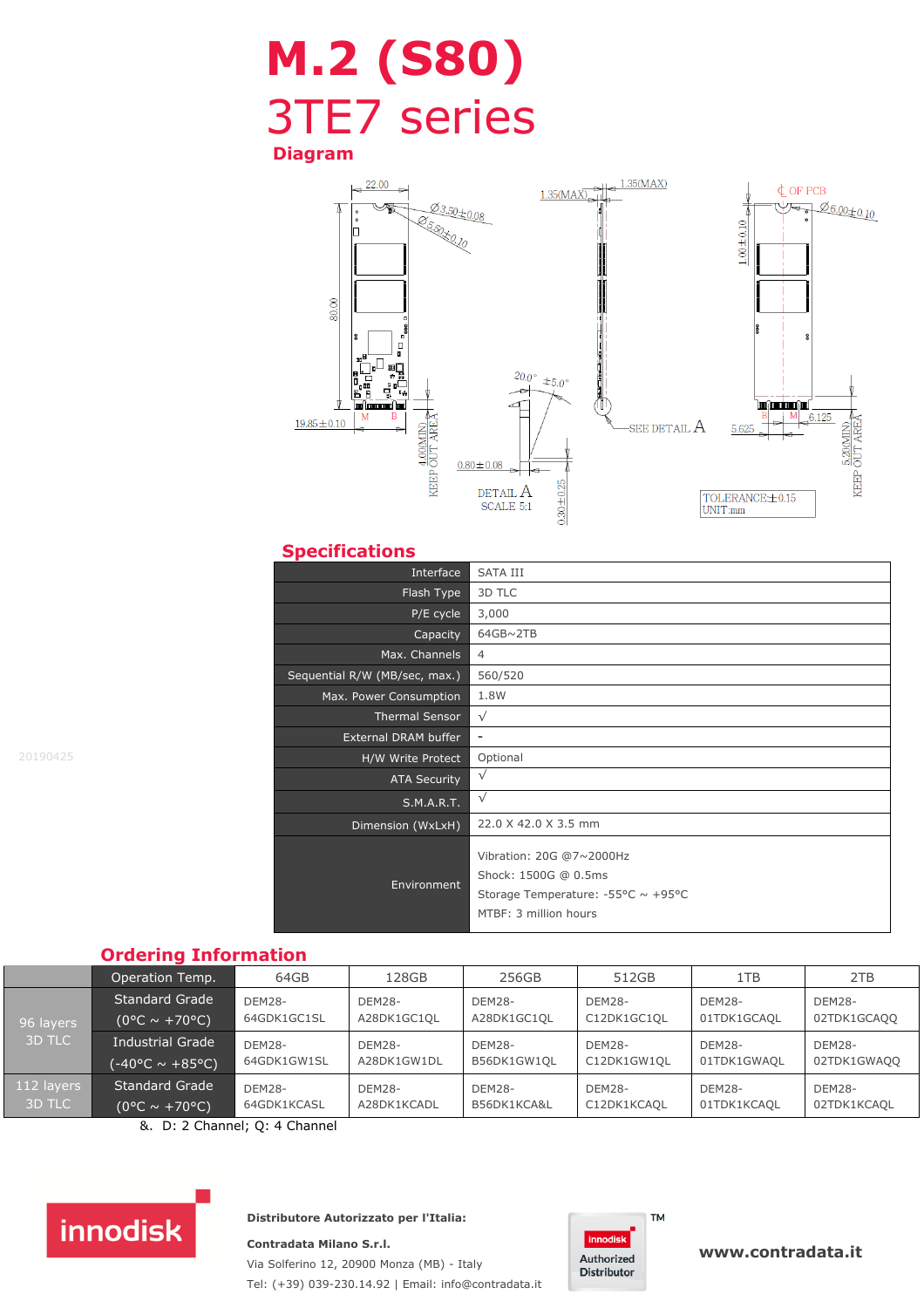# M.2 (S80)

# 3TE7 series

## Diagram

22.00

Ø3.50±0.08

Ø5.50±0.10

80.00

19.85±0.10

M B

4.00(MIN) KEEP OUT AREA

1.35(MAX) 1.35(MAX)

20.0° ±5.0°

0.80±0.08

DETAIL A
SCALE 5:1

0.30±0.25

SEE DETAIL A

℄ OF PCB

Ø6.00±0.10

1.00±0.10

B M

5.625 6.125

5.20(MIN) KEEP OUT AREA

TOLERANCE:±0.15
UNIT:mm

## Specifications

| | |
|---|---|
| Interface | SATA III |
| Flash Type | 3D TLC |
| P/E cycle | 3,000 |
| Capacity | 64GB~2TB |
| Max. Channels | 4 |
| Sequential R/W (MB/sec, max.) | 560/520 |
| Max. Power Consumption | 1.8W |
| Thermal Sensor | √ |
| External DRAM buffer | - |
| H/W Write Protect | Optional |
| ATA Security | √ |
| S.M.A.R.T. | √ |
| Dimension (WxLxH) | 22.0 X 42.0 X 3.5 mm |
| Environment | Vibration: 20G @7~2000Hz<br>Shock: 1500G @ 0.5ms<br>Storage Temperature: -55°C ~ +95°C<br>MTBF: 3 million hours |

20190425

## Ordering Information

| | Operation Temp. | 64GB | 128GB | 256GB | 512GB | 1TB | 2TB |
|---|---|---|---|---|---|---|---|
| 96 layers 3D TLC | Standard Grade (0°C ~ +70°C) | DEM28-64GDK1GC1SL | DEM28-A28DK1GC1QL | DEM28-A28DK1GC1QL | DEM28-C12DK1GC1QL | DEM28-01TDK1GCAQL | DEM28-02TDK1GCAQQ |
| | Industrial Grade (-40°C ~ +85°C) | DEM28-64GDK1GW1SL | DEM28-A28DK1GW1DL | DEM28-B56DK1GW1QL | DEM28-C12DK1GW1QL | DEM28-01TDK1GWAQL | DEM28-02TDK1GWAQQ |
| 112 layers 3D TLC | Standard Grade (0°C ~ +70°C) | DEM28-64GDK1KCASL | DEM28-A28DK1KCADL | DEM28-B56DK1KCA&L | DEM28-C12DK1KCAQL | DEM28-01TDK1KCAQL | DEM28-02TDK1KCAQL |

&. D: 2 Channel; Q: 4 Channel

innodisk

**Distributore Autorizzato per l'Italia:**

**Contradata Milano S.r.l.**

Via Solferino 12, 20900 Monza (MB) - Italy

Tel: (+39) 039-230.14.92 | Email: info@contradata.it

innodisk Authorized Distributor ™

**www.contradata.it**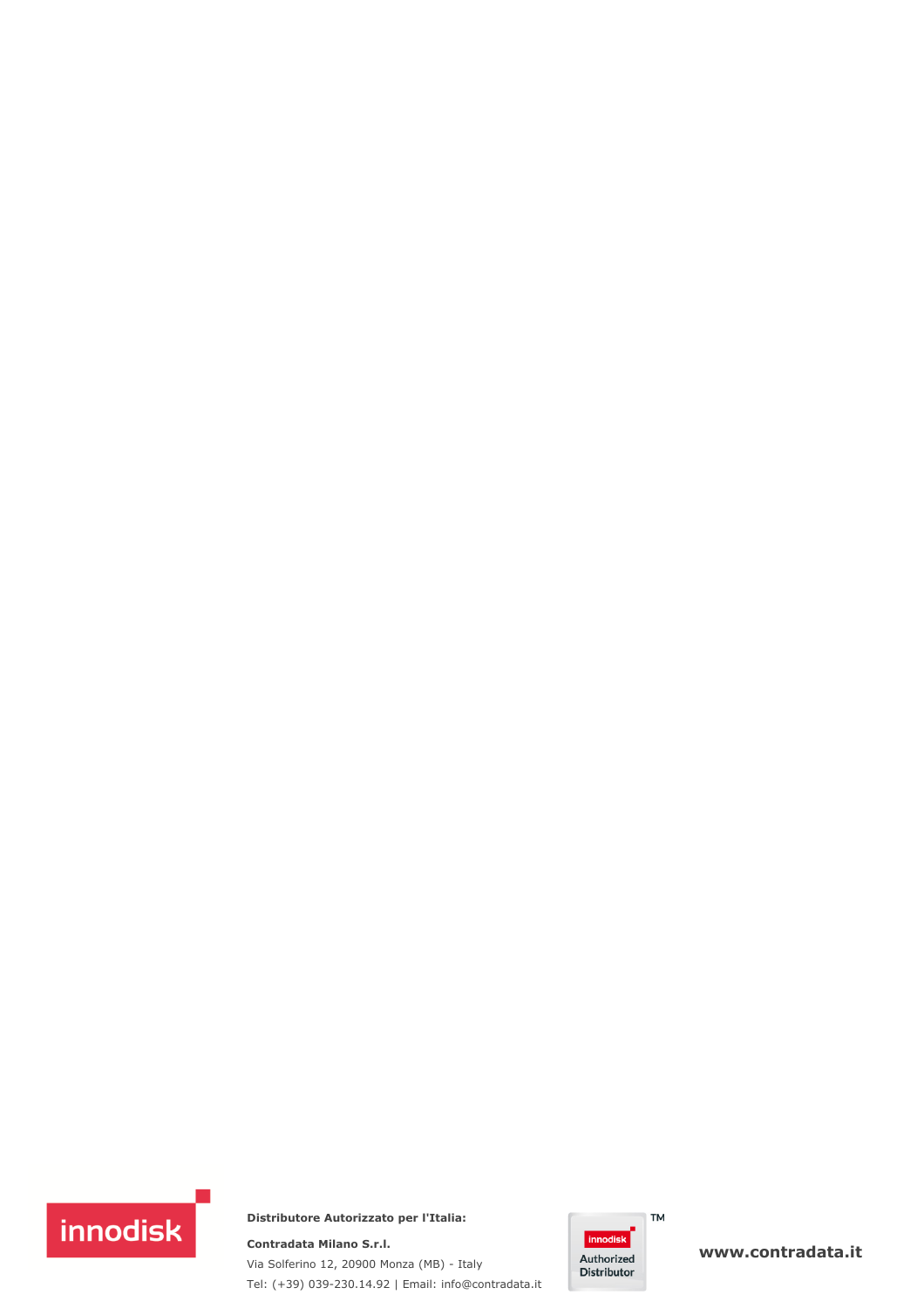innodisk

**Distributore Autorizzato per l'Italia:**

**Contradata Milano S.r.l.**

Via Solferino 12, 20900 Monza (MB) - Italy

Tel: (+39) 039-230.14.92 | Email: info@contradata.it

innodisk Authorized Distributor TM

**www.contradata.it**